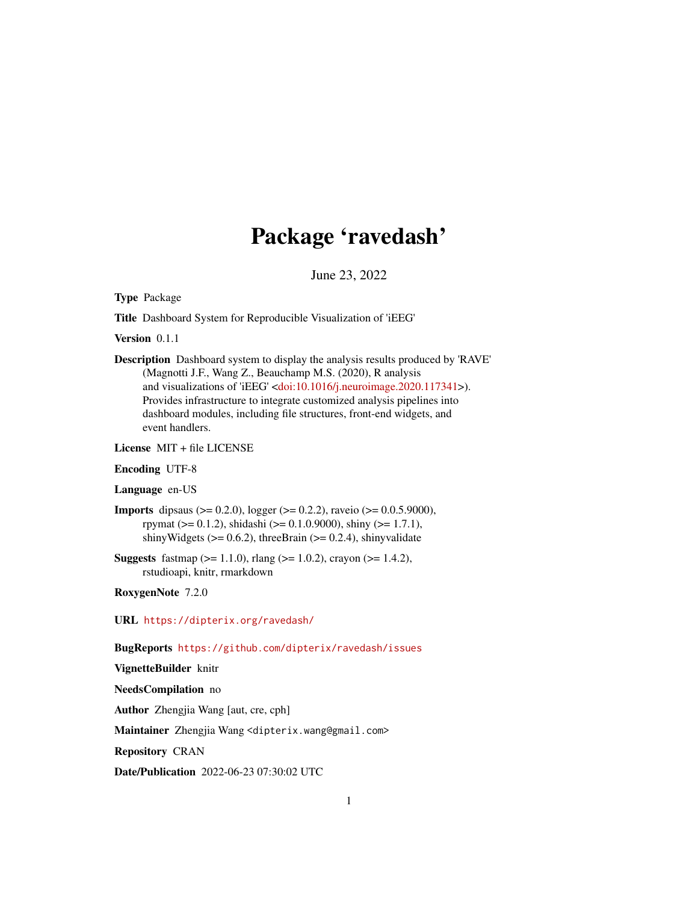# Package 'ravedash'

June 23, 2022

**Type** Package

**Title** Dashboard System for Reproducible Visualization of 'iEEG'

**Version** 0.1.1

**Description** Dashboard system to display the analysis results produced by 'RAVE' (Magnotti J.F., Wang Z., Beauchamp M.S. (2020), R analysis and visualizations of 'iEEG' <doi:10.1016/j.neuroimage.2020.117341>). Provides infrastructure to integrate customized analysis pipelines into dashboard modules, including file structures, front-end widgets, and event handlers.

**License** MIT + file LICENSE

**Encoding** UTF-8

**Language** en-US

**Imports** dipsaus (>= 0.2.0), logger (>= 0.2.2), raveio (>= 0.0.5.9000), rpymat (>= 0.1.2), shidashi (>= 0.1.0.9000), shiny (>= 1.7.1), shinyWidgets (>= 0.6.2), threeBrain (>= 0.2.4), shinyvalidate

**Suggests** fastmap (>= 1.1.0), rlang (>= 1.0.2), crayon (>= 1.4.2), rstudioapi, knitr, rmarkdown

**RoxygenNote** 7.2.0

**URL** https://dipterix.org/ravedash/

**BugReports** https://github.com/dipterix/ravedash/issues

**VignetteBuilder** knitr

**NeedsCompilation** no

**Author** Zhengjia Wang [aut, cre, cph]

**Maintainer** Zhengjia Wang <dipterix.wang@gmail.com>

**Repository** CRAN

**Date/Publication** 2022-06-23 07:30:02 UTC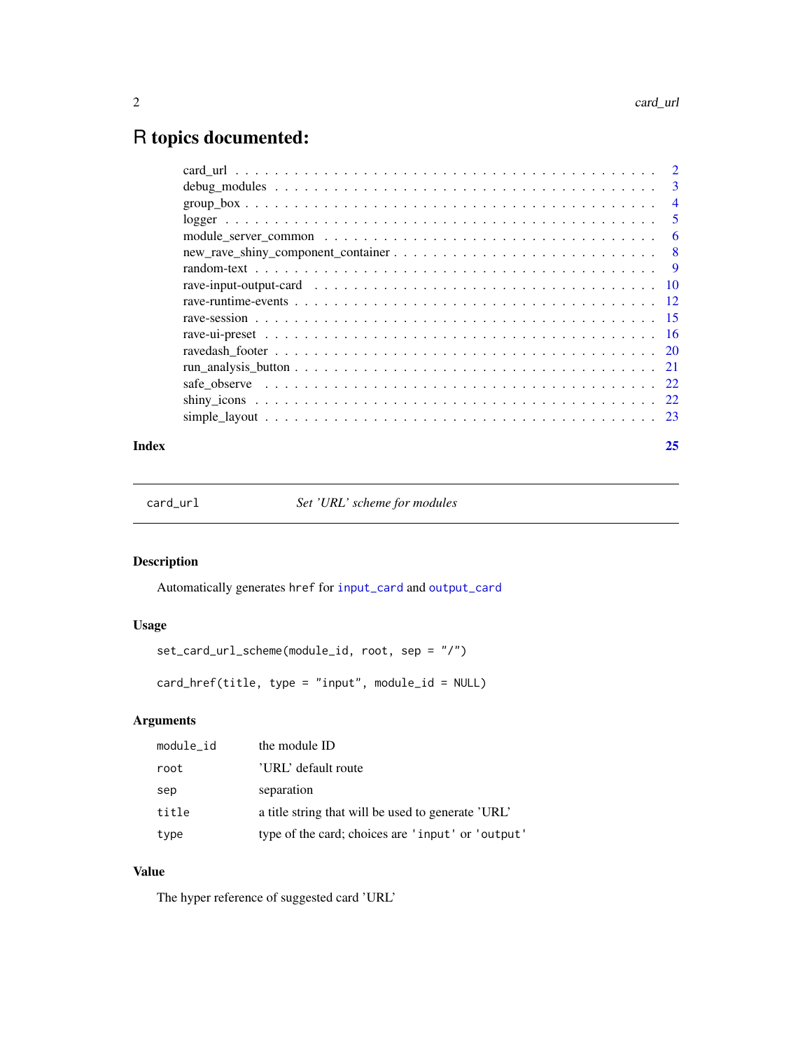# R topics documented:

| | |
|---|---|
| card_url | 2 |
| debug_modules | 3 |
| group_box | 4 |
| logger | 5 |
| module_server_common | 6 |
| new_rave_shiny_component_container | 8 |
| random-text | 9 |
| rave-input-output-card | 10 |
| rave-runtime-events | 12 |
| rave-session | 15 |
| rave-ui-preset | 16 |
| ravedash_footer | 20 |
| run_analysis_button | 21 |
| safe_observe | 22 |
| shiny_icons | 22 |
| simple_layout | 23 |
| **Index** | **25** |

---

`card_url` — *Set 'URL' scheme for modules*

---

## Description

Automatically generates `href` for `input_card` and `output_card`

## Usage

```
set_card_url_scheme(module_id, root, sep = "/")

card_href(title, type = "input", module_id = NULL)
```

## Arguments

| | |
|---|---|
| `module_id` | the module ID |
| `root` | 'URL' default route |
| `sep` | separation |
| `title` | a title string that will be used to generate 'URL' |
| `type` | type of the card; choices are `'input'` or `'output'` |

## Value

The hyper reference of suggested card 'URL'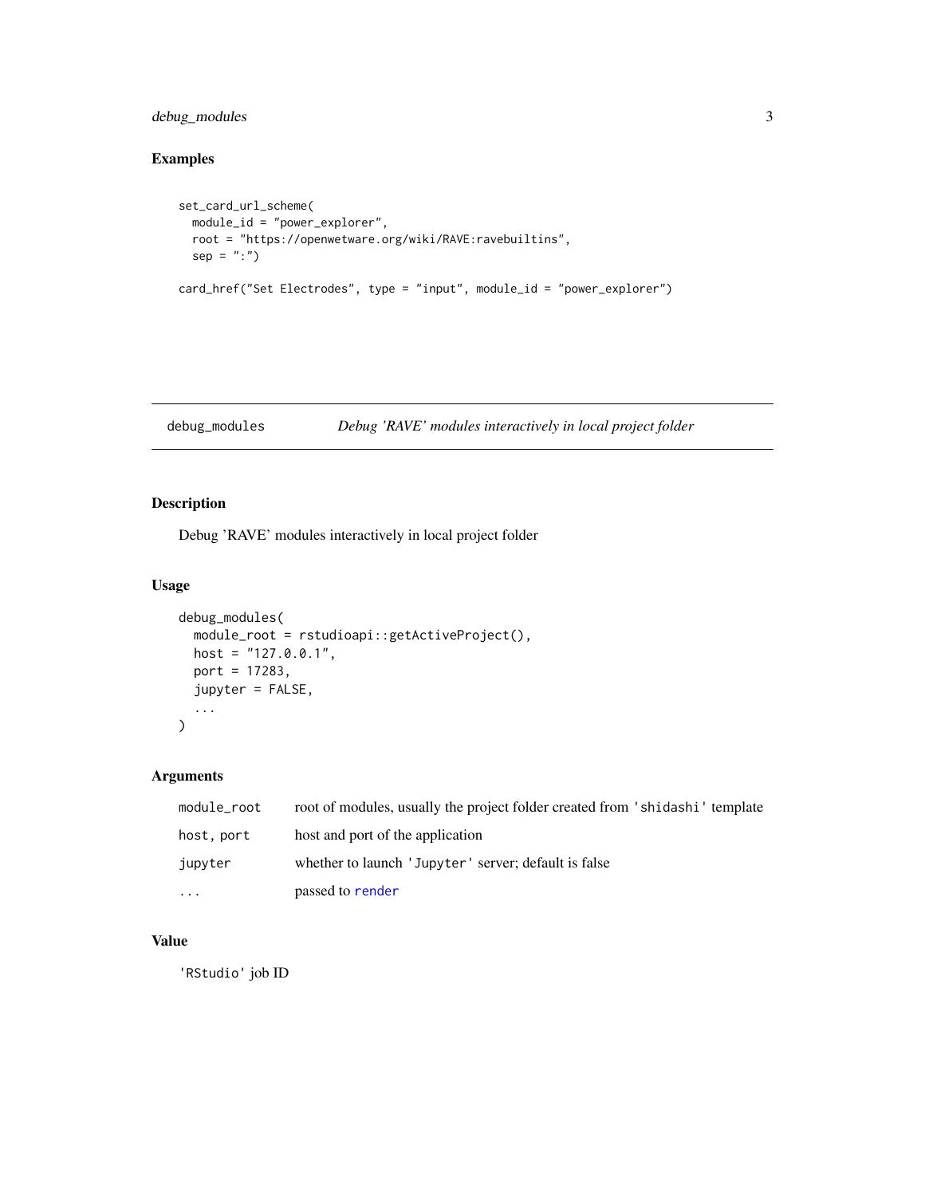## Examples

```
set_card_url_scheme(
  module_id = "power_explorer",
  root = "https://openwetware.org/wiki/RAVE:ravebuiltins",
  sep = ":")

card_href("Set Electrodes", type = "input", module_id = "power_explorer")
```

---

## debug_modules — *Debug 'RAVE' modules interactively in local project folder*

### Description

Debug 'RAVE' modules interactively in local project folder

### Usage

```
debug_modules(
  module_root = rstudioapi::getActiveProject(),
  host = "127.0.0.1",
  port = 17283,
  jupyter = FALSE,
  ...
)
```

### Arguments

| | |
|---|---|
| `module_root` | root of modules, usually the project folder created from `'shidashi'` template |
| `host, port` | host and port of the application |
| `jupyter` | whether to launch `'Jupyter'` server; default is false |
| `...` | passed to `render` |

### Value

`'RStudio'` job ID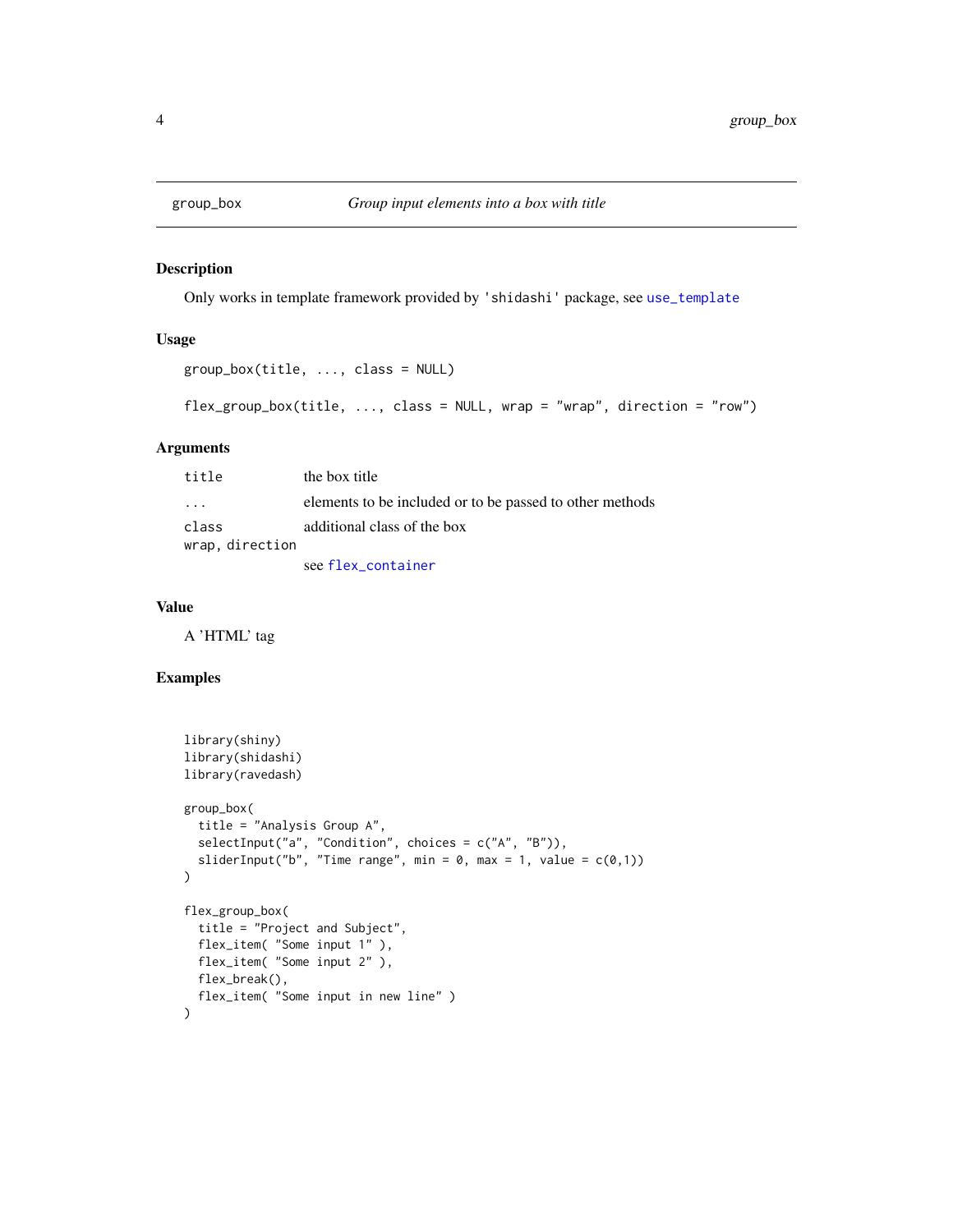group_box — *Group input elements into a box with title*

## Description

Only works in template framework provided by 'shidashi' package, see `use_template`

## Usage

```
group_box(title, ..., class = NULL)

flex_group_box(title, ..., class = NULL, wrap = "wrap", direction = "row")
```

## Arguments

| | |
|---|---|
| `title` | the box title |
| `...` | elements to be included or to be passed to other methods |
| `class` | additional class of the box |
| `wrap, direction` | see `flex_container` |

## Value

A 'HTML' tag

## Examples

```
library(shiny)
library(shidashi)
library(ravedash)

group_box(
  title = "Analysis Group A",
  selectInput("a", "Condition", choices = c("A", "B")),
  sliderInput("b", "Time range", min = 0, max = 1, value = c(0,1))
)

flex_group_box(
  title = "Project and Subject",
  flex_item( "Some input 1" ),
  flex_item( "Some input 2" ),
  flex_break(),
  flex_item( "Some input in new line" )
)
```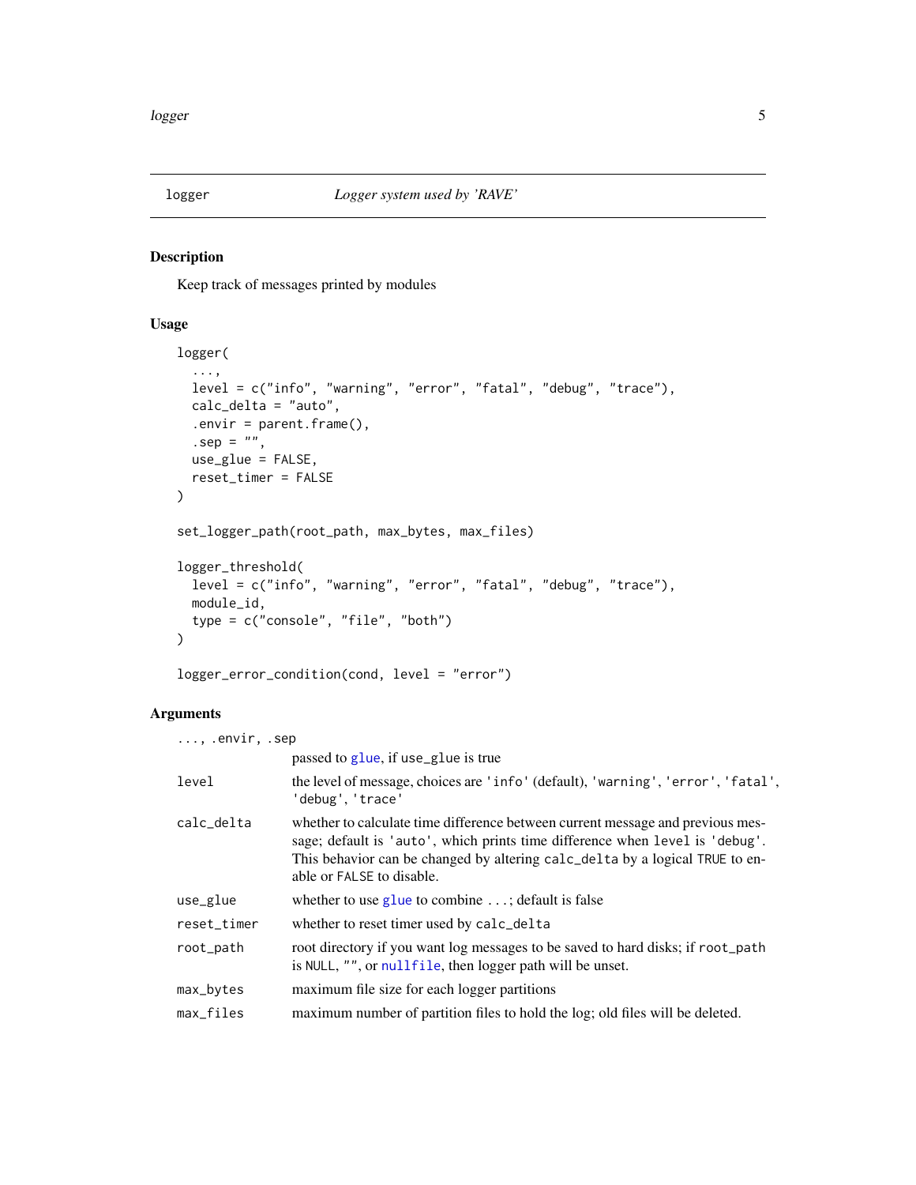## logger — *Logger system used by 'RAVE'*

### Description

Keep track of messages printed by modules

### Usage

```
logger(
  ...,
  level = c("info", "warning", "error", "fatal", "debug", "trace"),
  calc_delta = "auto",
  .envir = parent.frame(),
  .sep = "",
  use_glue = FALSE,
  reset_timer = FALSE
)

set_logger_path(root_path, max_bytes, max_files)

logger_threshold(
  level = c("info", "warning", "error", "fatal", "debug", "trace"),
  module_id,
  type = c("console", "file", "both")
)

logger_error_condition(cond, level = "error")
```

### Arguments

| | |
|---|---|
| `..., .envir, .sep` | passed to `glue`, if use_glue is true |
| `level` | the level of message, choices are `'info'` (default), `'warning'`, `'error'`, `'fatal'`, `'debug'`, `'trace'` |
| `calc_delta` | whether to calculate time difference between current message and previous message; default is `'auto'`, which prints time difference when `level` is `'debug'`. This behavior can be changed by altering `calc_delta` by a logical `TRUE` to enable or `FALSE` to disable. |
| `use_glue` | whether to use `glue` to combine `...`; default is false |
| `reset_timer` | whether to reset timer used by `calc_delta` |
| `root_path` | root directory if you want log messages to be saved to hard disks; if `root_path` is `NULL`, `""`, or `nullfile`, then logger path will be unset. |
| `max_bytes` | maximum file size for each logger partitions |
| `max_files` | maximum number of partition files to hold the log; old files will be deleted. |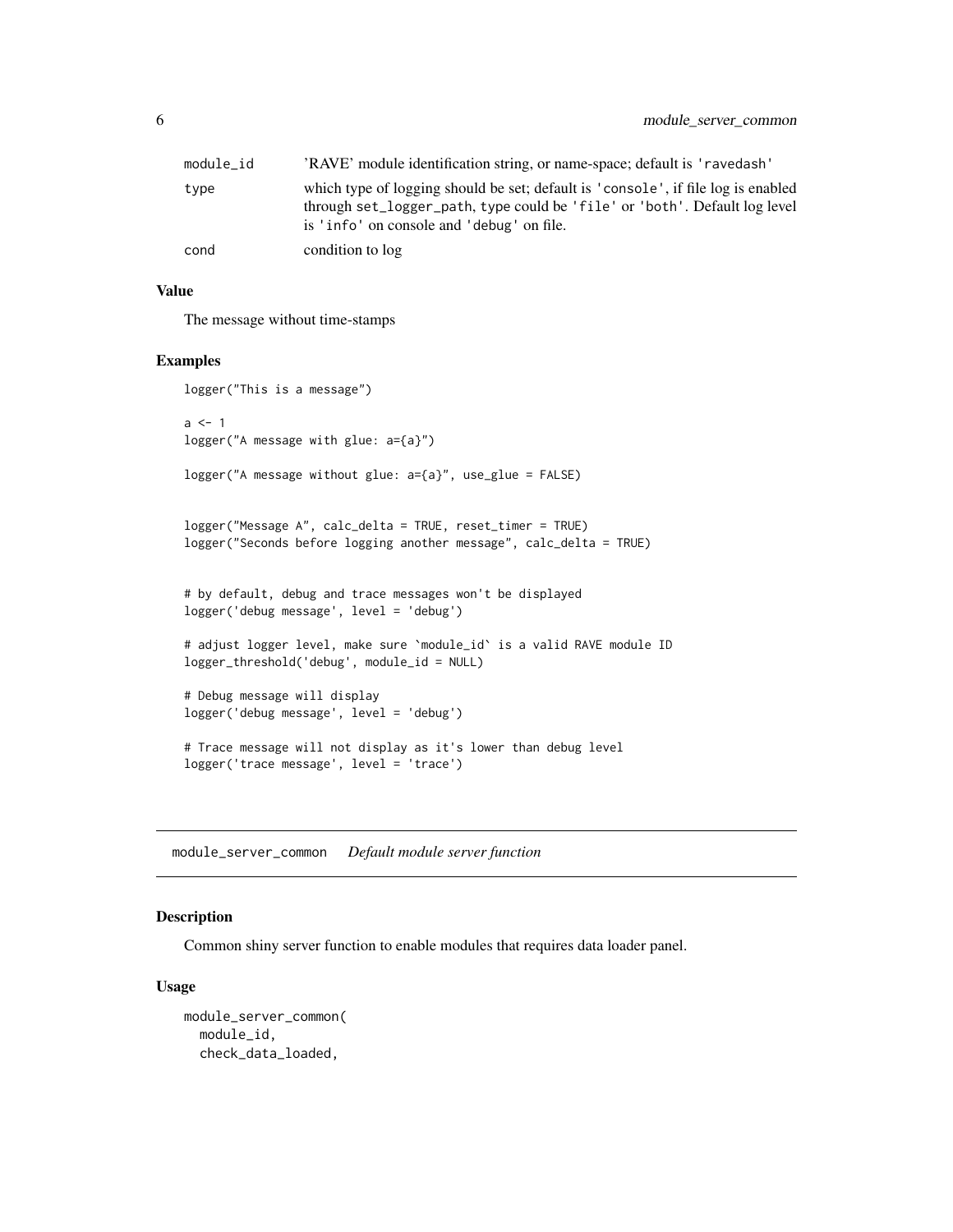| | |
|---|---|
| module_id | 'RAVE' module identification string, or name-space; default is 'ravedash' |
| type | which type of logging should be set; default is 'console', if file log is enabled through set_logger_path, type could be 'file' or 'both'. Default log level is 'info' on console and 'debug' on file. |
| cond | condition to log |

### Value

The message without time-stamps

### Examples

```
logger("This is a message")

a <- 1
logger("A message with glue: a={a}")

logger("A message without glue: a={a}", use_glue = FALSE)


logger("Message A", calc_delta = TRUE, reset_timer = TRUE)
logger("Seconds before logging another message", calc_delta = TRUE)


# by default, debug and trace messages won't be displayed
logger('debug message', level = 'debug')

# adjust logger level, make sure `module_id` is a valid RAVE module ID
logger_threshold('debug', module_id = NULL)

# Debug message will display
logger('debug message', level = 'debug')

# Trace message will not display as it's lower than debug level
logger('trace message', level = 'trace')
```

---

## module_server_common &nbsp;&nbsp; *Default module server function*

---

### Description

Common shiny server function to enable modules that requires data loader panel.

### Usage

```
module_server_common(
  module_id,
  check_data_loaded,
```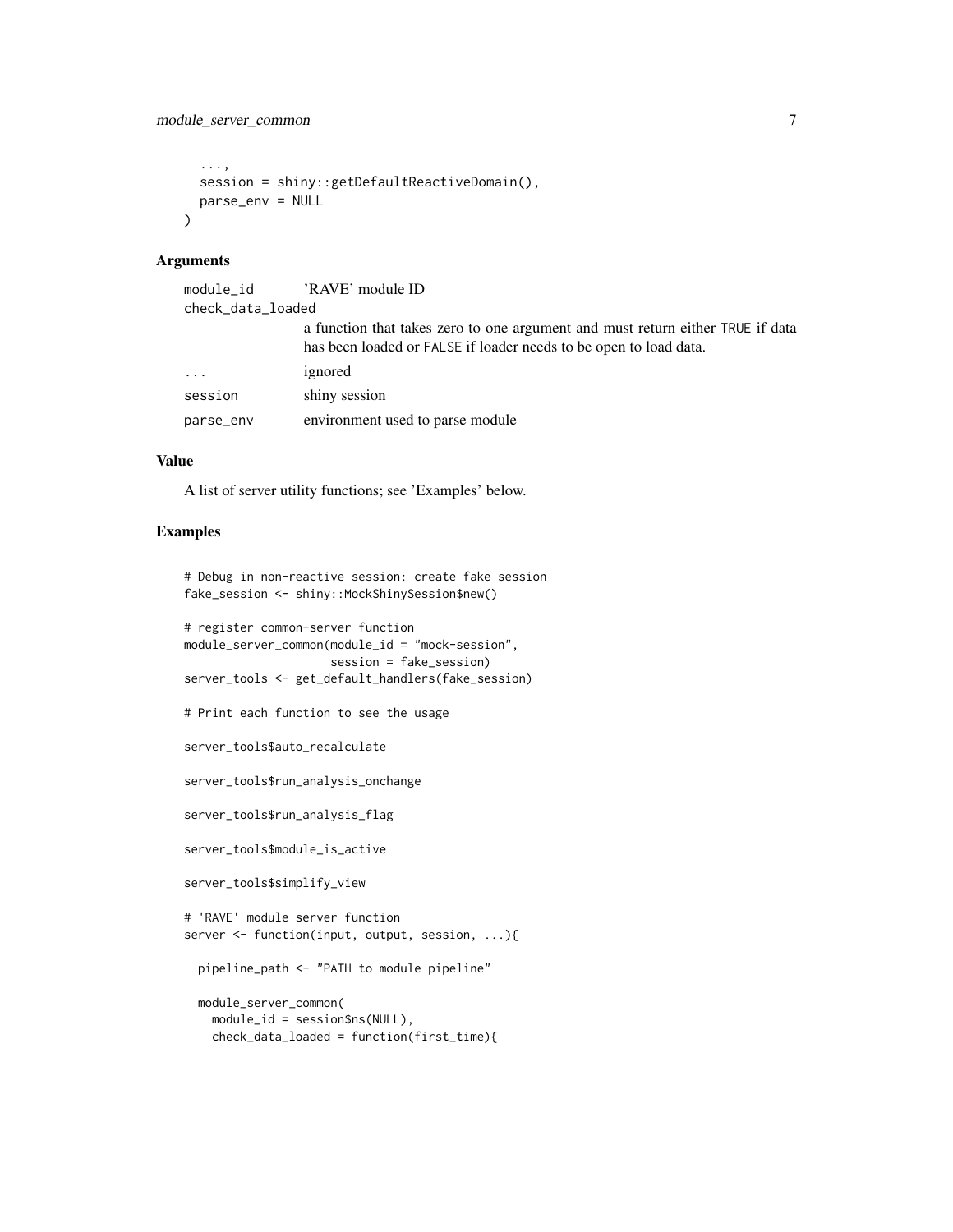```
  ...,
  session = shiny::getDefaultReactiveDomain(),
  parse_env = NULL
)
```

## Arguments

| | |
|---|---|
| `module_id` | 'RAVE' module ID |
| `check_data_loaded` | a function that takes zero to one argument and must return either `TRUE` if data has been loaded or `FALSE` if loader needs to be open to load data. |
| `...` | ignored |
| `session` | shiny session |
| `parse_env` | environment used to parse module |

## Value

A list of server utility functions; see 'Examples' below.

## Examples

```
# Debug in non-reactive session: create fake session
fake_session <- shiny::MockShinySession$new()

# register common-server function
module_server_common(module_id = "mock-session",
                     session = fake_session)
server_tools <- get_default_handlers(fake_session)

# Print each function to see the usage

server_tools$auto_recalculate

server_tools$run_analysis_onchange

server_tools$run_analysis_flag

server_tools$module_is_active

server_tools$simplify_view

# 'RAVE' module server function
server <- function(input, output, session, ...){

  pipeline_path <- "PATH to module pipeline"

  module_server_common(
    module_id = session$ns(NULL),
    check_data_loaded = function(first_time){
```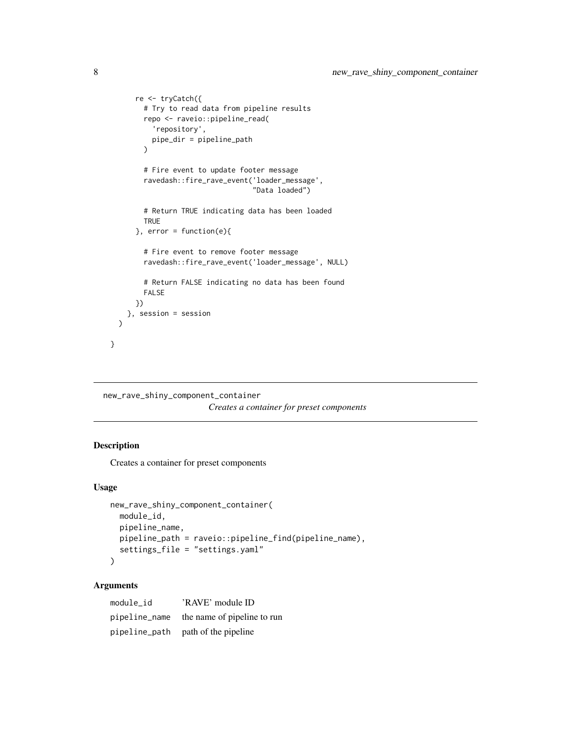```
    re <- tryCatch({
      # Try to read data from pipeline results
      repo <- raveio::pipeline_read(
        'repository',
        pipe_dir = pipeline_path
      )

      # Fire event to update footer message
      ravedash::fire_rave_event('loader_message',
                                "Data loaded")

      # Return TRUE indicating data has been loaded
      TRUE
    }, error = function(e){

      # Fire event to remove footer message
      ravedash::fire_rave_event('loader_message', NULL)

      # Return FALSE indicating no data has been found
      FALSE
    })
  }, session = session
)

}
```

---

## new_rave_shiny_component_container

*Creates a container for preset components*

---

### Description

Creates a container for preset components

### Usage

```
new_rave_shiny_component_container(
  module_id,
  pipeline_name,
  pipeline_path = raveio::pipeline_find(pipeline_name),
  settings_file = "settings.yaml"
)
```

### Arguments

| | |
|---|---|
| module_id | 'RAVE' module ID |
| pipeline_name | the name of pipeline to run |
| pipeline_path | path of the pipeline |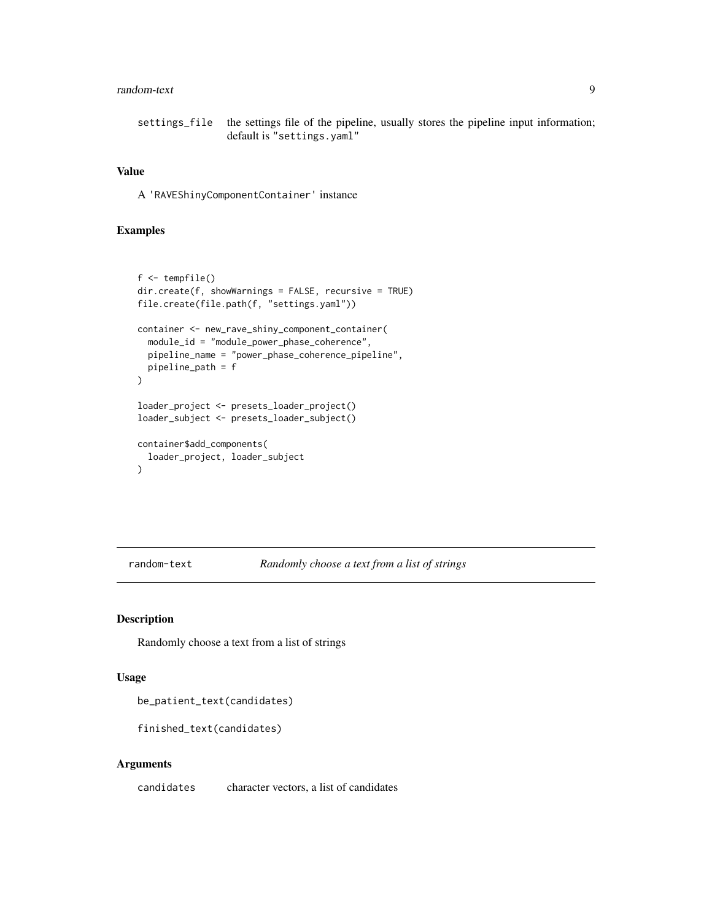settings_file    the settings file of the pipeline, usually stores the pipeline input information; default is "settings.yaml"

### Value

A 'RAVEShinyComponentContainer' instance

### Examples

```
f <- tempfile()
dir.create(f, showWarnings = FALSE, recursive = TRUE)
file.create(file.path(f, "settings.yaml"))

container <- new_rave_shiny_component_container(
  module_id = "module_power_phase_coherence",
  pipeline_name = "power_phase_coherence_pipeline",
  pipeline_path = f
)

loader_project <- presets_loader_project()
loader_subject <- presets_loader_subject()

container$add_components(
  loader_project, loader_subject
)
```

---

## random-text    *Randomly choose a text from a list of strings*

---

### Description

Randomly choose a text from a list of strings

### Usage

```
be_patient_text(candidates)

finished_text(candidates)
```

### Arguments

candidates    character vectors, a list of candidates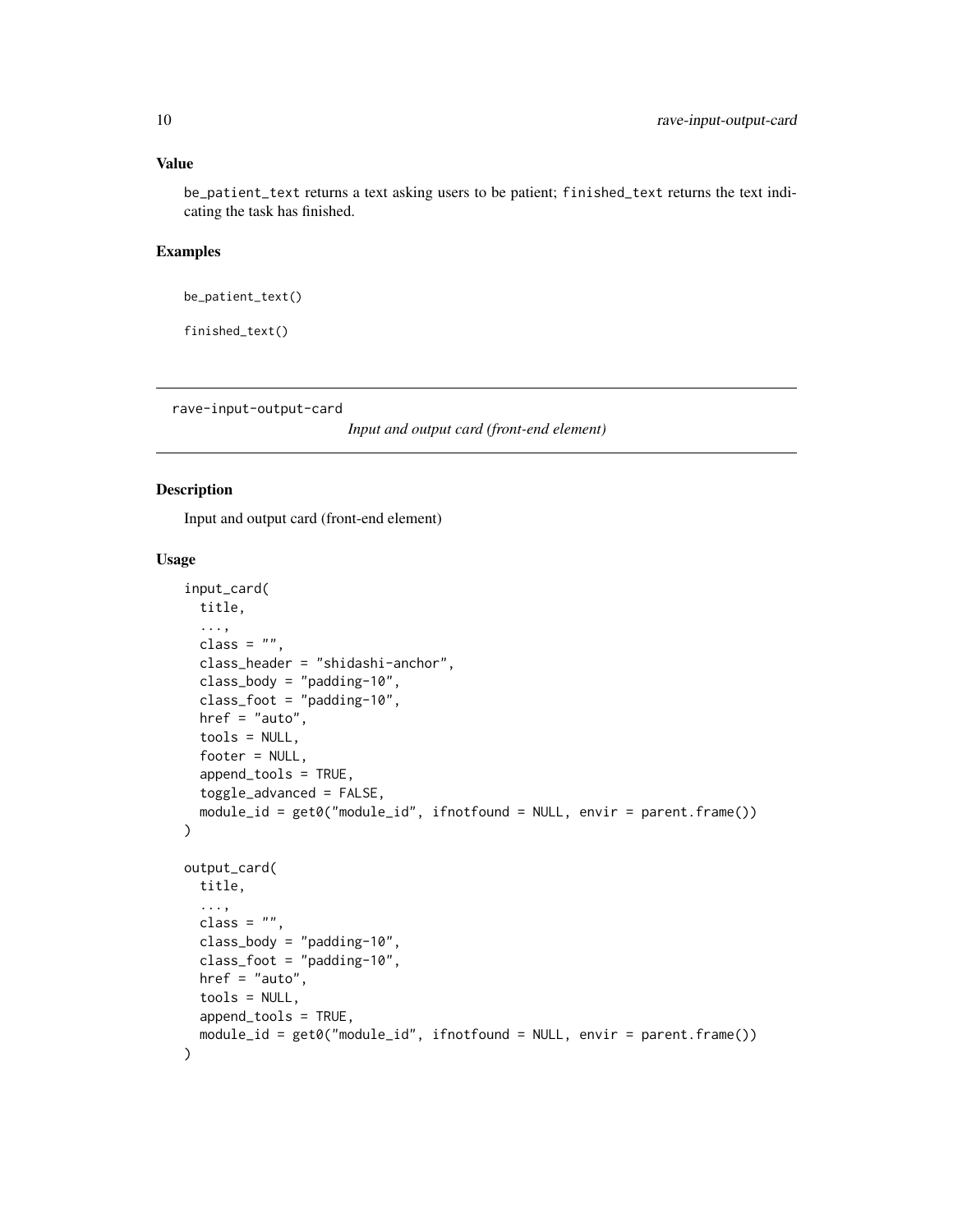### Value

be_patient_text returns a text asking users to be patient; finished_text returns the text indicating the task has finished.

### Examples

```
be_patient_text()

finished_text()
```

---

## rave-input-output-card

*Input and output card (front-end element)*

---

### Description

Input and output card (front-end element)

### Usage

```
input_card(
  title,
  ...,
  class = "",
  class_header = "shidashi-anchor",
  class_body = "padding-10",
  class_foot = "padding-10",
  href = "auto",
  tools = NULL,
  footer = NULL,
  append_tools = TRUE,
  toggle_advanced = FALSE,
  module_id = get0("module_id", ifnotfound = NULL, envir = parent.frame())
)

output_card(
  title,
  ...,
  class = "",
  class_body = "padding-10",
  class_foot = "padding-10",
  href = "auto",
  tools = NULL,
  append_tools = TRUE,
  module_id = get0("module_id", ifnotfound = NULL, envir = parent.frame())
)
```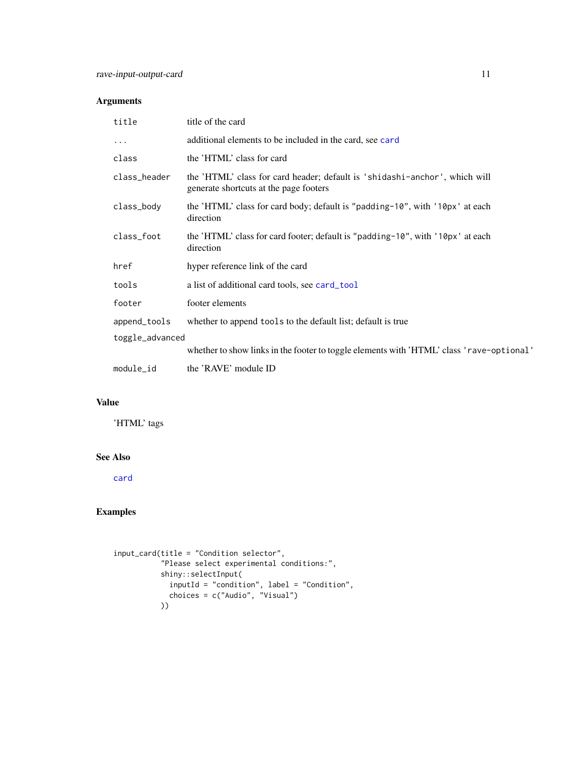## Arguments

| | |
|---|---|
| `title` | title of the card |
| `...` | additional elements to be included in the card, see `card` |
| `class` | the 'HTML' class for card |
| `class_header` | the 'HTML' class for card header; default is `'shidashi-anchor'`, which will generate shortcuts at the page footers |
| `class_body` | the 'HTML' class for card body; default is `"padding-10"`, with `'10px'` at each direction |
| `class_foot` | the 'HTML' class for card footer; default is `"padding-10"`, with `'10px'` at each direction |
| `href` | hyper reference link of the card |
| `tools` | a list of additional card tools, see `card_tool` |
| `footer` | footer elements |
| `append_tools` | whether to append `tools` to the default list; default is true |
| `toggle_advanced` | whether to show links in the footer to toggle elements with 'HTML' class `'rave-optional'` |
| `module_id` | the 'RAVE' module ID |

## Value

'HTML' tags

## See Also

`card`

## Examples

```
input_card(title = "Condition selector",
           "Please select experimental conditions:",
           shiny::selectInput(
             inputId = "condition", label = "Condition",
             choices = c("Audio", "Visual")
           ))
```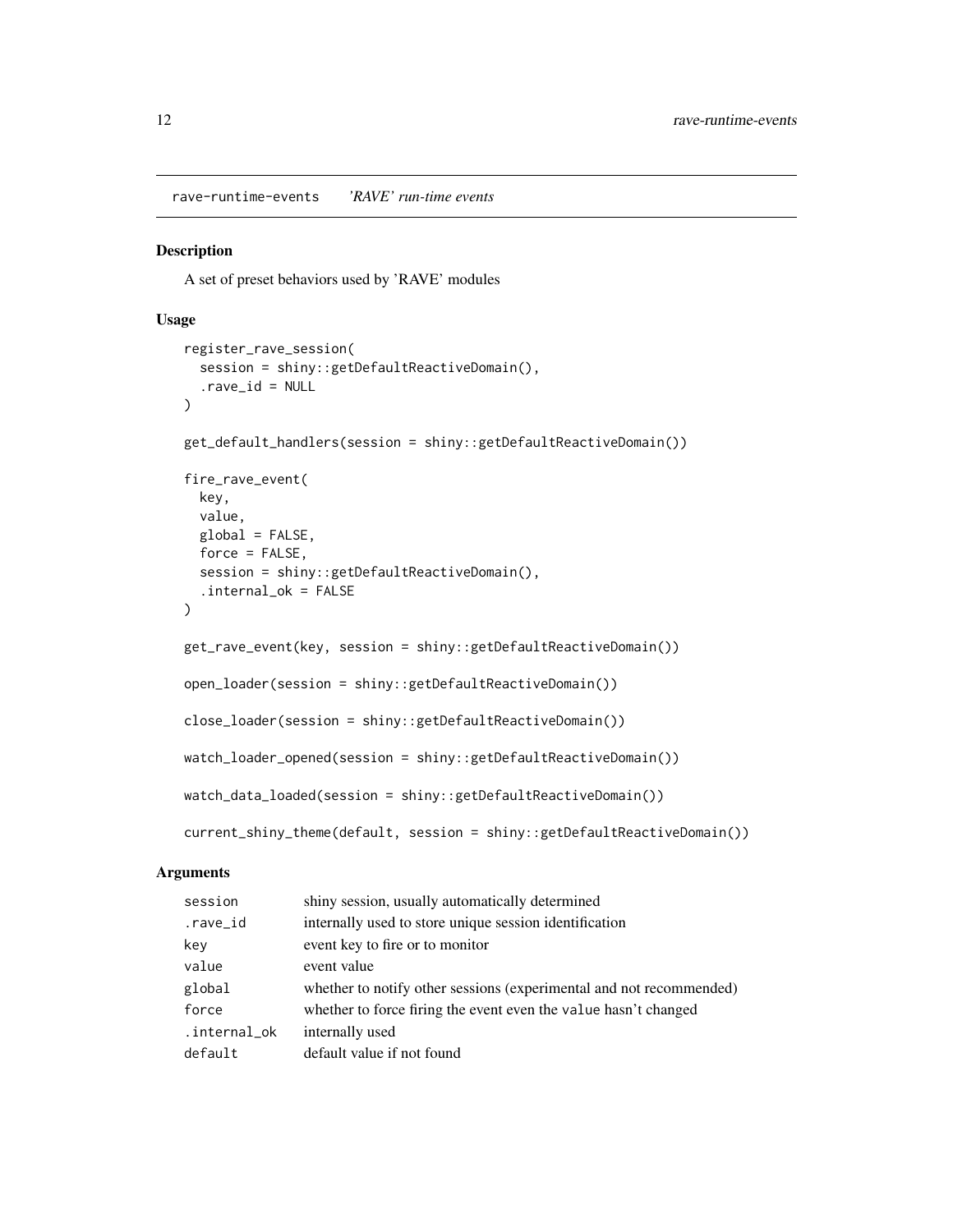## rave-runtime-events *'RAVE' run-time events*

### Description

A set of preset behaviors used by 'RAVE' modules

### Usage

```
register_rave_session(
  session = shiny::getDefaultReactiveDomain(),
  .rave_id = NULL
)

get_default_handlers(session = shiny::getDefaultReactiveDomain())

fire_rave_event(
  key,
  value,
  global = FALSE,
  force = FALSE,
  session = shiny::getDefaultReactiveDomain(),
  .internal_ok = FALSE
)

get_rave_event(key, session = shiny::getDefaultReactiveDomain())

open_loader(session = shiny::getDefaultReactiveDomain())

close_loader(session = shiny::getDefaultReactiveDomain())

watch_loader_opened(session = shiny::getDefaultReactiveDomain())

watch_data_loaded(session = shiny::getDefaultReactiveDomain())

current_shiny_theme(default, session = shiny::getDefaultReactiveDomain())
```

### Arguments

| | |
|---|---|
| `session` | shiny session, usually automatically determined |
| `.rave_id` | internally used to store unique session identification |
| `key` | event key to fire or to monitor |
| `value` | event value |
| `global` | whether to notify other sessions (experimental and not recommended) |
| `force` | whether to force firing the event even the `value` hasn't changed |
| `.internal_ok` | internally used |
| `default` | default value if not found |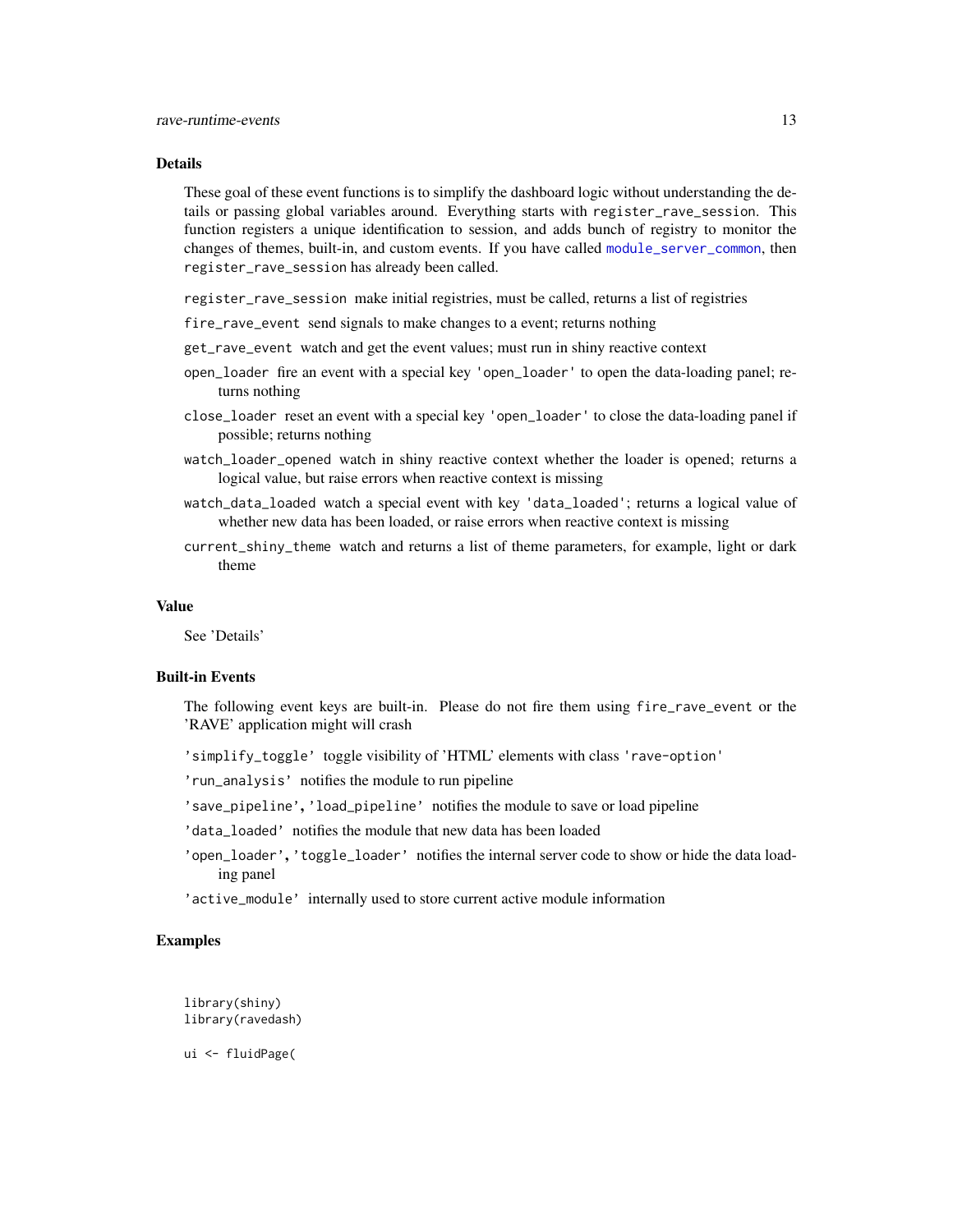### Details

These goal of these event functions is to simplify the dashboard logic without understanding the details or passing global variables around. Everything starts with `register_rave_session`. This function registers a unique identification to session, and adds bunch of registry to monitor the changes of themes, built-in, and custom events. If you have called `module_server_common`, then `register_rave_session` has already been called.

- `register_rave_session` make initial registries, must be called, returns a list of registries
- `fire_rave_event` send signals to make changes to a event; returns nothing
- `get_rave_event` watch and get the event values; must run in shiny reactive context
- `open_loader` fire an event with a special key `'open_loader'` to open the data-loading panel; returns nothing
- `close_loader` reset an event with a special key `'open_loader'` to close the data-loading panel if possible; returns nothing
- `watch_loader_opened` watch in shiny reactive context whether the loader is opened; returns a logical value, but raise errors when reactive context is missing
- `watch_data_loaded` watch a special event with key `'data_loaded'`; returns a logical value of whether new data has been loaded, or raise errors when reactive context is missing
- `current_shiny_theme` watch and returns a list of theme parameters, for example, light or dark theme

### Value

See 'Details'

### Built-in Events

The following event keys are built-in. Please do not fire them using `fire_rave_event` or the 'RAVE' application might will crash

- `'simplify_toggle'` toggle visibility of 'HTML' elements with class `'rave-option'`
- `'run_analysis'` notifies the module to run pipeline
- `'save_pipeline'`, `'load_pipeline'` notifies the module to save or load pipeline
- `'data_loaded'` notifies the module that new data has been loaded
- `'open_loader'`, `'toggle_loader'` notifies the internal server code to show or hide the data loading panel
- `'active_module'` internally used to store current active module information

### Examples

```
library(shiny)
library(ravedash)

ui <- fluidPage(
```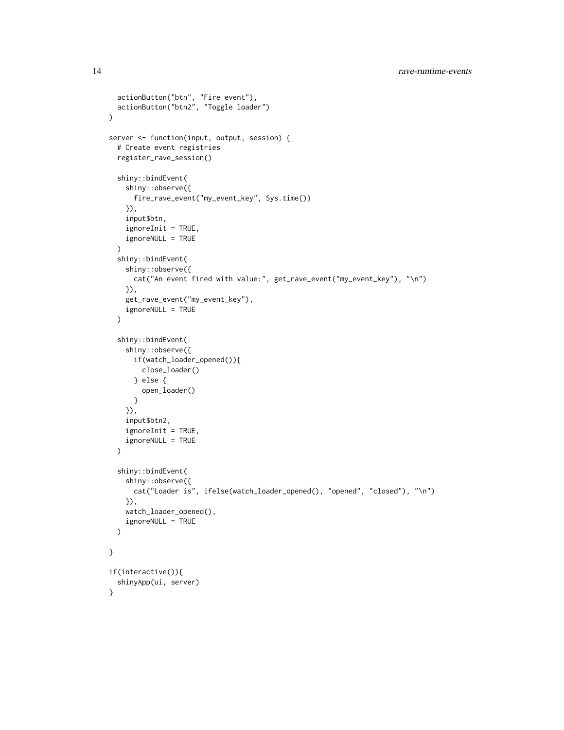```
  actionButton("btn", "Fire event"),
  actionButton("btn2", "Toggle loader")
)

server <- function(input, output, session) {
  # Create event registries
  register_rave_session()

  shiny::bindEvent(
    shiny::observe({
      fire_rave_event("my_event_key", Sys.time())
    }),
    input$btn,
    ignoreInit = TRUE,
    ignoreNULL = TRUE
  )
  shiny::bindEvent(
    shiny::observe({
      cat("An event fired with value:", get_rave_event("my_event_key"), "\n")
    }),
    get_rave_event("my_event_key"),
    ignoreNULL = TRUE
  )

  shiny::bindEvent(
    shiny::observe({
      if(watch_loader_opened()){
        close_loader()
      } else {
        open_loader()
      }
    }),
    input$btn2,
    ignoreInit = TRUE,
    ignoreNULL = TRUE
  )

  shiny::bindEvent(
    shiny::observe({
      cat("Loader is", ifelse(watch_loader_opened(), "opened", "closed"), "\n")
    }),
    watch_loader_opened(),
    ignoreNULL = TRUE
  )

}

if(interactive()){
  shinyApp(ui, server)
}
```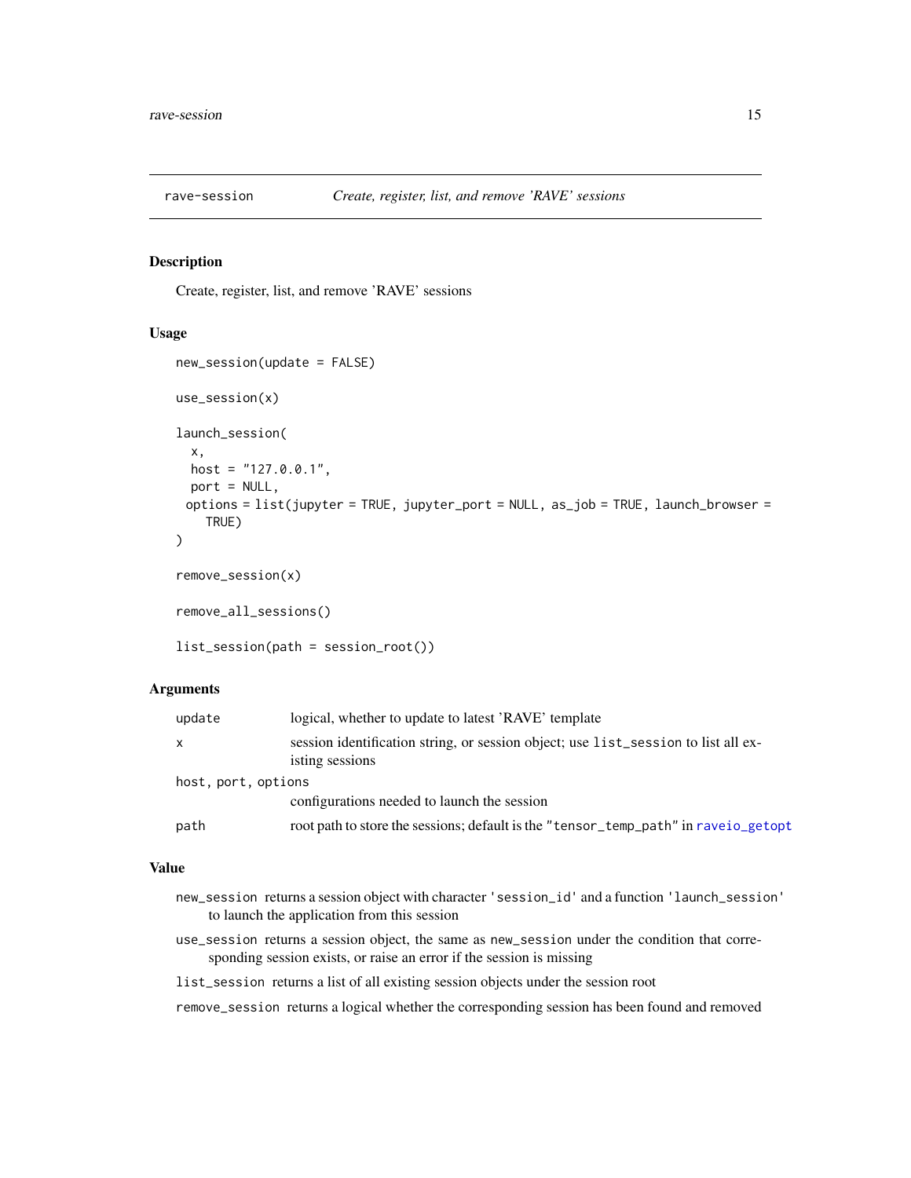## rave-session — *Create, register, list, and remove 'RAVE' sessions*

### Description

Create, register, list, and remove 'RAVE' sessions

### Usage

```
new_session(update = FALSE)

use_session(x)

launch_session(
  x,
  host = "127.0.0.1",
  port = NULL,
 options = list(jupyter = TRUE, jupyter_port = NULL, as_job = TRUE, launch_browser =
    TRUE)
)

remove_session(x)

remove_all_sessions()

list_session(path = session_root())
```

### Arguments

| | |
|---|---|
| `update` | logical, whether to update to latest 'RAVE' template |
| `x` | session identification string, or session object; use `list_session` to list all existing sessions |
| `host, port, options` | configurations needed to launch the session |
| `path` | root path to store the sessions; default is the `"tensor_temp_path"` in `raveio_getopt` |

### Value

`new_session` returns a session object with character `'session_id'` and a function `'launch_session'` to launch the application from this session

`use_session` returns a session object, the same as `new_session` under the condition that corresponding session exists, or raise an error if the session is missing

`list_session` returns a list of all existing session objects under the session root

`remove_session` returns a logical whether the corresponding session has been found and removed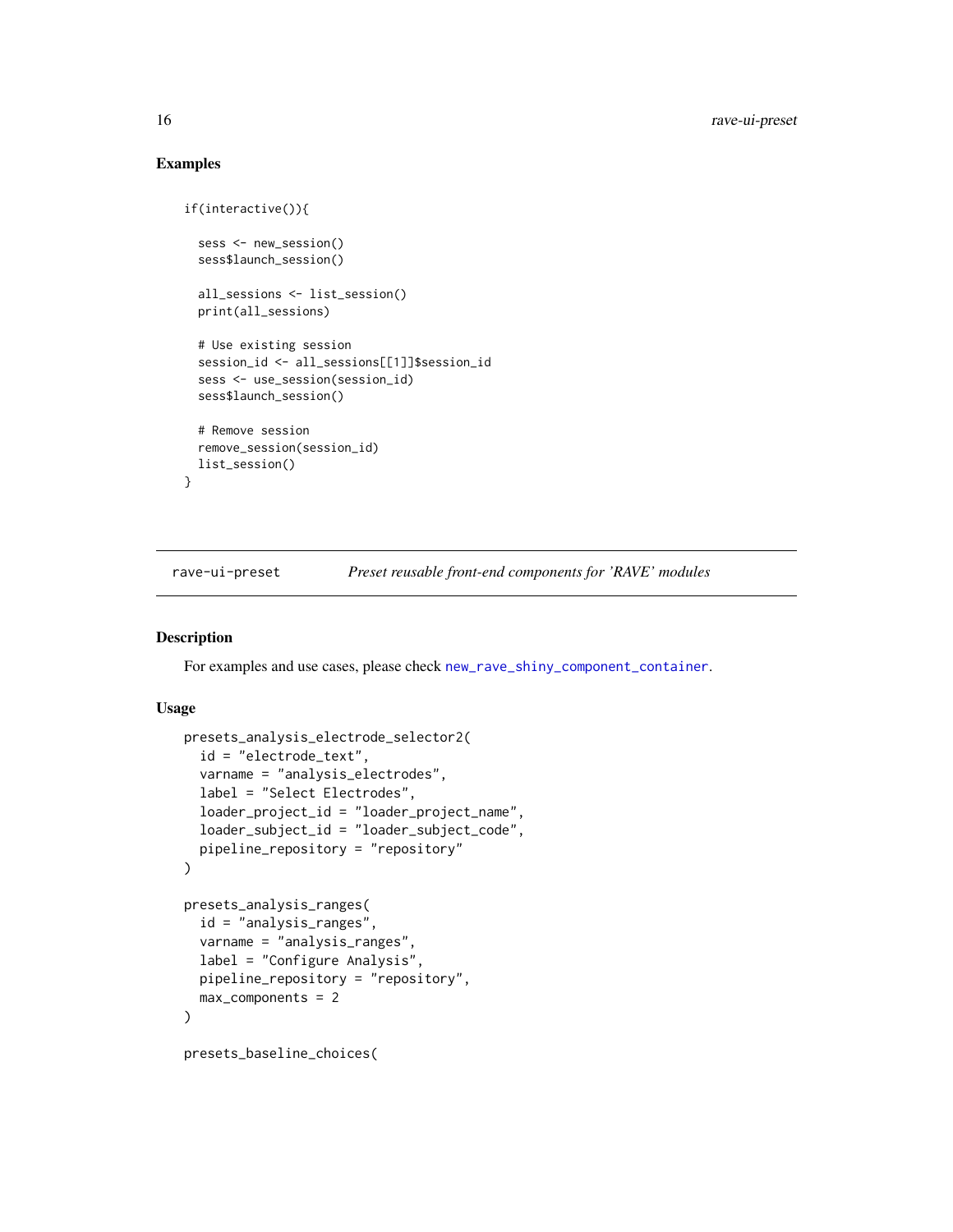### Examples

```
if(interactive()){

  sess <- new_session()
  sess$launch_session()

  all_sessions <- list_session()
  print(all_sessions)

  # Use existing session
  session_id <- all_sessions[[1]]$session_id
  sess <- use_session(session_id)
  sess$launch_session()

  # Remove session
  remove_session(session_id)
  list_session()
}
```

---

## rave-ui-preset — *Preset reusable front-end components for 'RAVE' modules*

---

### Description

For examples and use cases, please check `new_rave_shiny_component_container`.

### Usage

```
presets_analysis_electrode_selector2(
  id = "electrode_text",
  varname = "analysis_electrodes",
  label = "Select Electrodes",
  loader_project_id = "loader_project_name",
  loader_subject_id = "loader_subject_code",
  pipeline_repository = "repository"
)

presets_analysis_ranges(
  id = "analysis_ranges",
  varname = "analysis_ranges",
  label = "Configure Analysis",
  pipeline_repository = "repository",
  max_components = 2
)

presets_baseline_choices(
```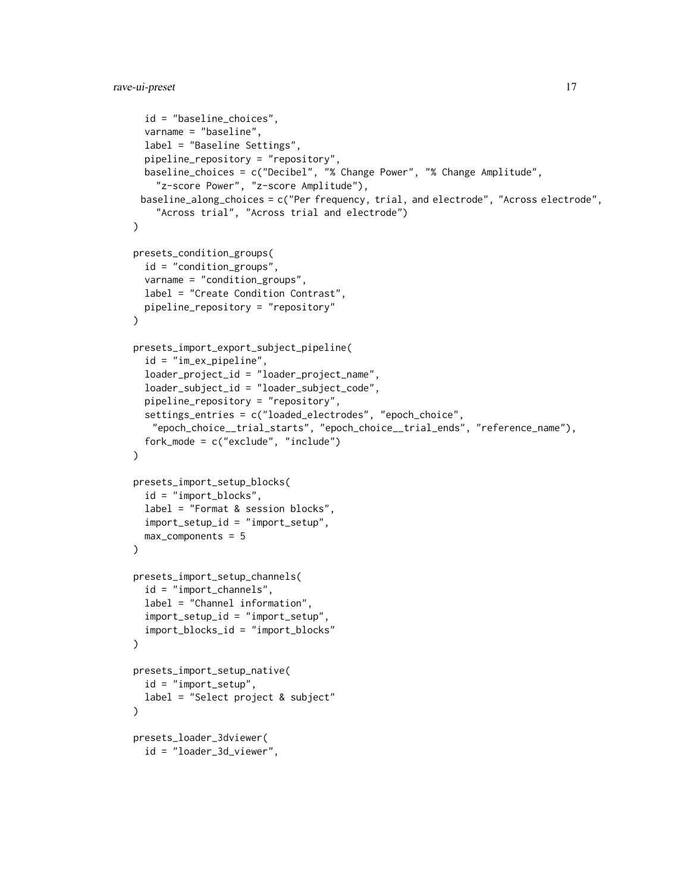```
    id = "baseline_choices",
    varname = "baseline",
    label = "Baseline Settings",
    pipeline_repository = "repository",
    baseline_choices = c("Decibel", "% Change Power", "% Change Amplitude",
      "z-score Power", "z-score Amplitude"),
   baseline_along_choices = c("Per frequency, trial, and electrode", "Across electrode",
      "Across trial", "Across trial and electrode")
  )

  presets_condition_groups(
    id = "condition_groups",
    varname = "condition_groups",
    label = "Create Condition Contrast",
    pipeline_repository = "repository"
  )

  presets_import_export_subject_pipeline(
    id = "im_ex_pipeline",
    loader_project_id = "loader_project_name",
    loader_subject_id = "loader_subject_code",
    pipeline_repository = "repository",
    settings_entries = c("loaded_electrodes", "epoch_choice",
     "epoch_choice__trial_starts", "epoch_choice__trial_ends", "reference_name"),
    fork_mode = c("exclude", "include")
  )

  presets_import_setup_blocks(
    id = "import_blocks",
    label = "Format & session blocks",
    import_setup_id = "import_setup",
    max_components = 5
  )

  presets_import_setup_channels(
    id = "import_channels",
    label = "Channel information",
    import_setup_id = "import_setup",
    import_blocks_id = "import_blocks"
  )

  presets_import_setup_native(
    id = "import_setup",
    label = "Select project & subject"
  )

  presets_loader_3dviewer(
    id = "loader_3d_viewer",
```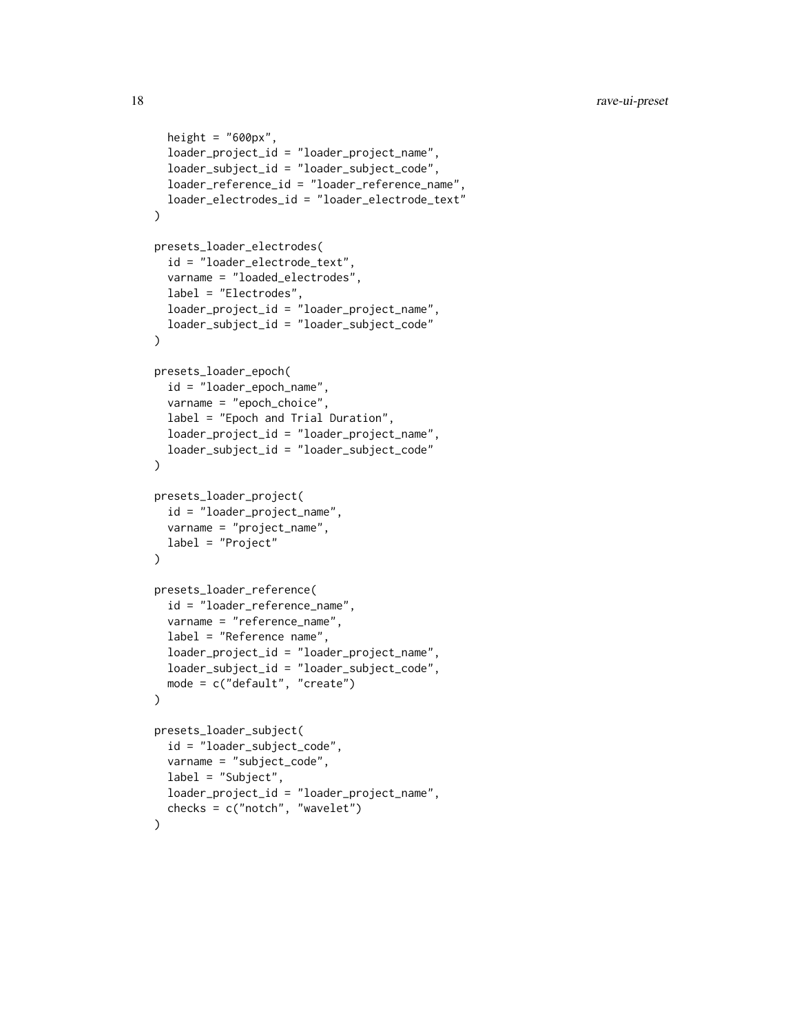```
  height = "600px",
  loader_project_id = "loader_project_name",
  loader_subject_id = "loader_subject_code",
  loader_reference_id = "loader_reference_name",
  loader_electrodes_id = "loader_electrode_text"
)

presets_loader_electrodes(
  id = "loader_electrode_text",
  varname = "loaded_electrodes",
  label = "Electrodes",
  loader_project_id = "loader_project_name",
  loader_subject_id = "loader_subject_code"
)

presets_loader_epoch(
  id = "loader_epoch_name",
  varname = "epoch_choice",
  label = "Epoch and Trial Duration",
  loader_project_id = "loader_project_name",
  loader_subject_id = "loader_subject_code"
)

presets_loader_project(
  id = "loader_project_name",
  varname = "project_name",
  label = "Project"
)

presets_loader_reference(
  id = "loader_reference_name",
  varname = "reference_name",
  label = "Reference name",
  loader_project_id = "loader_project_name",
  loader_subject_id = "loader_subject_code",
  mode = c("default", "create")
)

presets_loader_subject(
  id = "loader_subject_code",
  varname = "subject_code",
  label = "Subject",
  loader_project_id = "loader_project_name",
  checks = c("notch", "wavelet")
)
```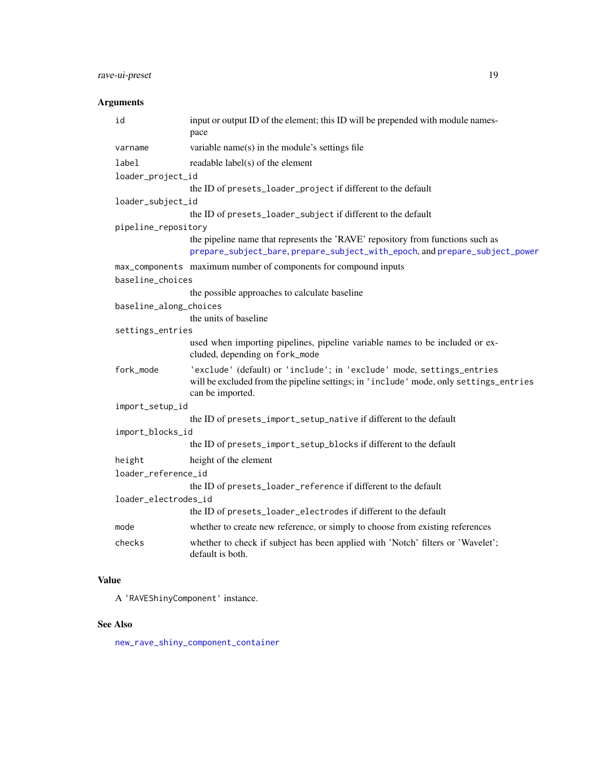## Arguments

| | |
|---|---|
| `id` | input or output ID of the element; this ID will be prepended with module namespace |
| `varname` | variable name(s) in the module's settings file |
| `label` | readable label(s) of the element |
| `loader_project_id` | the ID of `presets_loader_project` if different to the default |
| `loader_subject_id` | the ID of `presets_loader_subject` if different to the default |
| `pipeline_repository` | the pipeline name that represents the 'RAVE' repository from functions such as `prepare_subject_bare`, `prepare_subject_with_epoch`, and `prepare_subject_power` |
| `max_components` | maximum number of components for compound inputs |
| `baseline_choices` | the possible approaches to calculate baseline |
| `baseline_along_choices` | the units of baseline |
| `settings_entries` | used when importing pipelines, pipeline variable names to be included or excluded, depending on `fork_mode` |
| `fork_mode` | `'exclude'` (default) or `'include'`; in `'exclude'` mode, `settings_entries` will be excluded from the pipeline settings; in `'include'` mode, only `settings_entries` can be imported. |
| `import_setup_id` | the ID of `presets_import_setup_native` if different to the default |
| `import_blocks_id` | the ID of `presets_import_setup_blocks` if different to the default |
| `height` | height of the element |
| `loader_reference_id` | the ID of `presets_loader_reference` if different to the default |
| `loader_electrodes_id` | the ID of `presets_loader_electrodes` if different to the default |
| `mode` | whether to create new reference, or simply to choose from existing references |
| `checks` | whether to check if subject has been applied with 'Notch' filters or 'Wavelet'; default is both. |

## Value

A `'RAVEShinyComponent'` instance.

## See Also

`new_rave_shiny_component_container`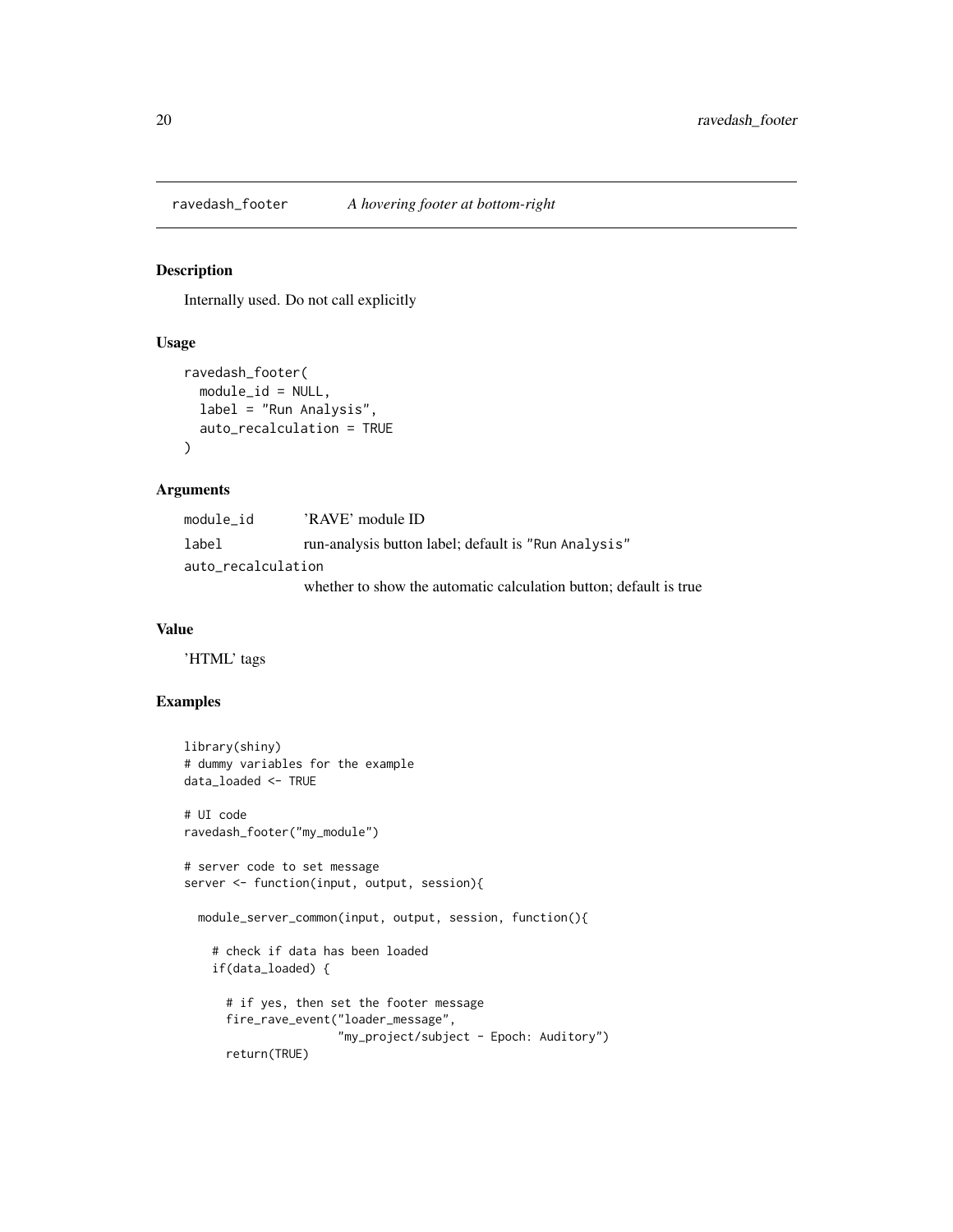## ravedash_footer *A hovering footer at bottom-right*

### Description

Internally used. Do not call explicitly

### Usage

```
ravedash_footer(
  module_id = NULL,
  label = "Run Analysis",
  auto_recalculation = TRUE
)
```

### Arguments

| | |
|---|---|
| module_id | 'RAVE' module ID |
| label | run-analysis button label; default is "Run Analysis" |
| auto_recalculation | whether to show the automatic calculation button; default is true |

### Value

'HTML' tags

### Examples

```
library(shiny)
# dummy variables for the example
data_loaded <- TRUE

# UI code
ravedash_footer("my_module")

# server code to set message
server <- function(input, output, session){

  module_server_common(input, output, session, function(){

    # check if data has been loaded
    if(data_loaded) {

      # if yes, then set the footer message
      fire_rave_event("loader_message",
                      "my_project/subject - Epoch: Auditory")
      return(TRUE)
```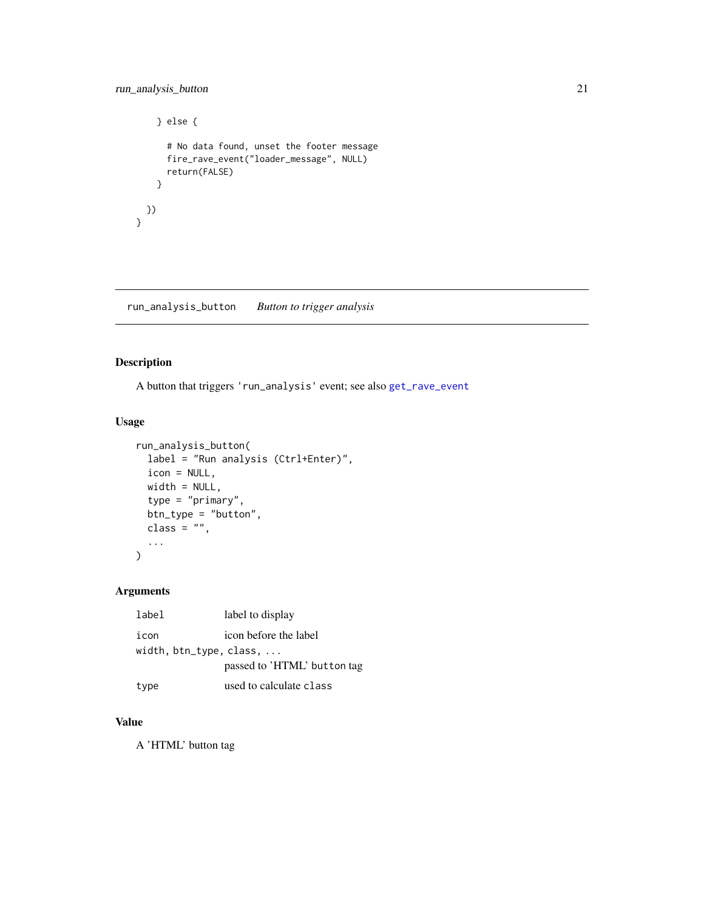```r
    } else {

      # No data found, unset the footer message
      fire_rave_event("loader_message", NULL)
      return(FALSE)
    }

  })
}
```

---

## run_analysis_button — *Button to trigger analysis*

---

### Description

A button that triggers 'run_analysis' event; see also get_rave_event

### Usage

```r
run_analysis_button(
  label = "Run analysis (Ctrl+Enter)",
  icon = NULL,
  width = NULL,
  type = "primary",
  btn_type = "button",
  class = "",
  ...
)
```

### Arguments

| | |
|---|---|
| label | label to display |
| icon | icon before the label |
| width, btn_type, class, ... | passed to 'HTML' button tag |
| type | used to calculate class |

### Value

A 'HTML' button tag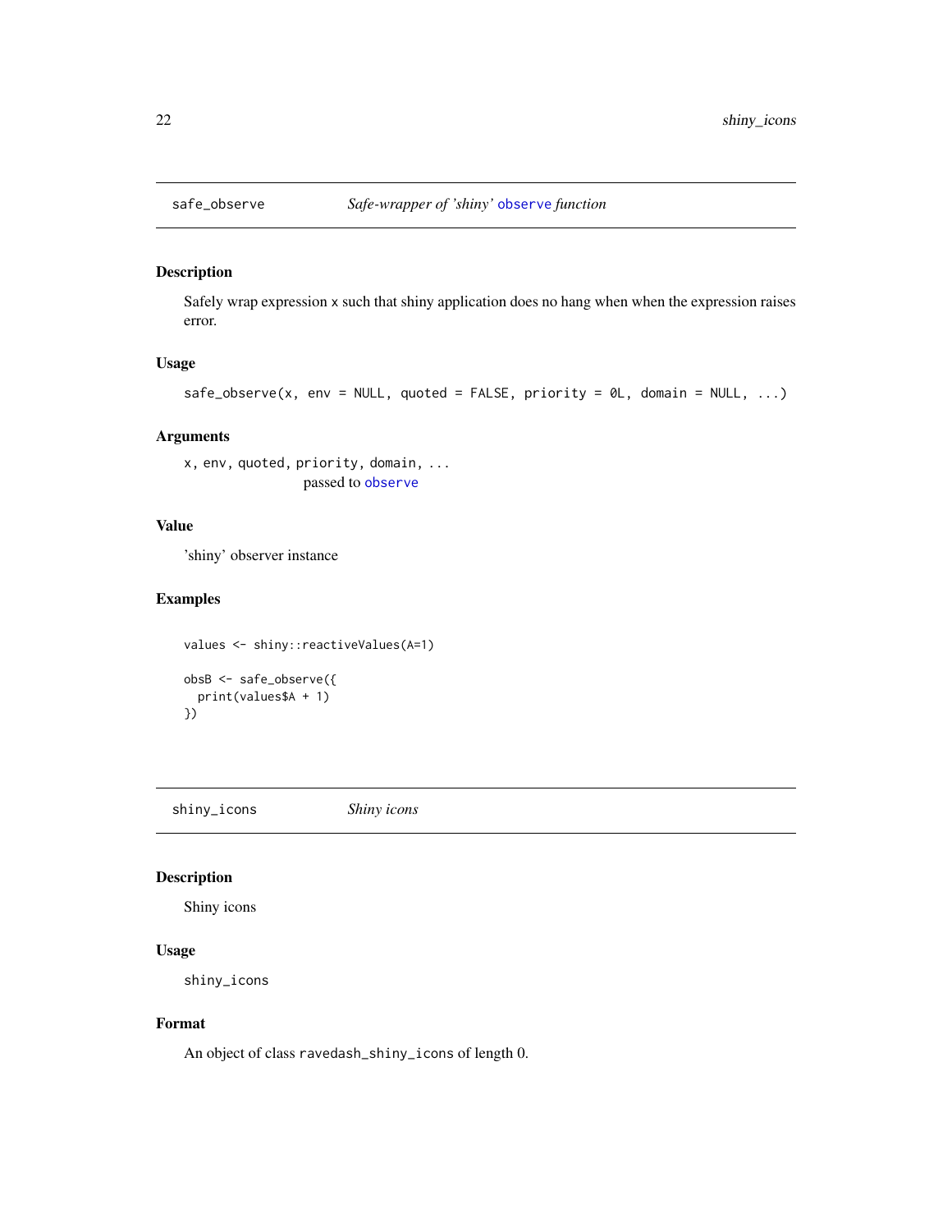## safe_observe — *Safe-wrapper of 'shiny' observe function*

### Description

Safely wrap expression x such that shiny application does no hang when when the expression raises error.

### Usage

```
safe_observe(x, env = NULL, quoted = FALSE, priority = 0L, domain = NULL, ...)
```

### Arguments

`x, env, quoted, priority, domain, ...`
passed to `observe`

### Value

'shiny' observer instance

### Examples

```
values <- shiny::reactiveValues(A=1)

obsB <- safe_observe({
  print(values$A + 1)
})
```

## shiny_icons — *Shiny icons*

### Description

Shiny icons

### Usage

```
shiny_icons
```

### Format

An object of class `ravedash_shiny_icons` of length 0.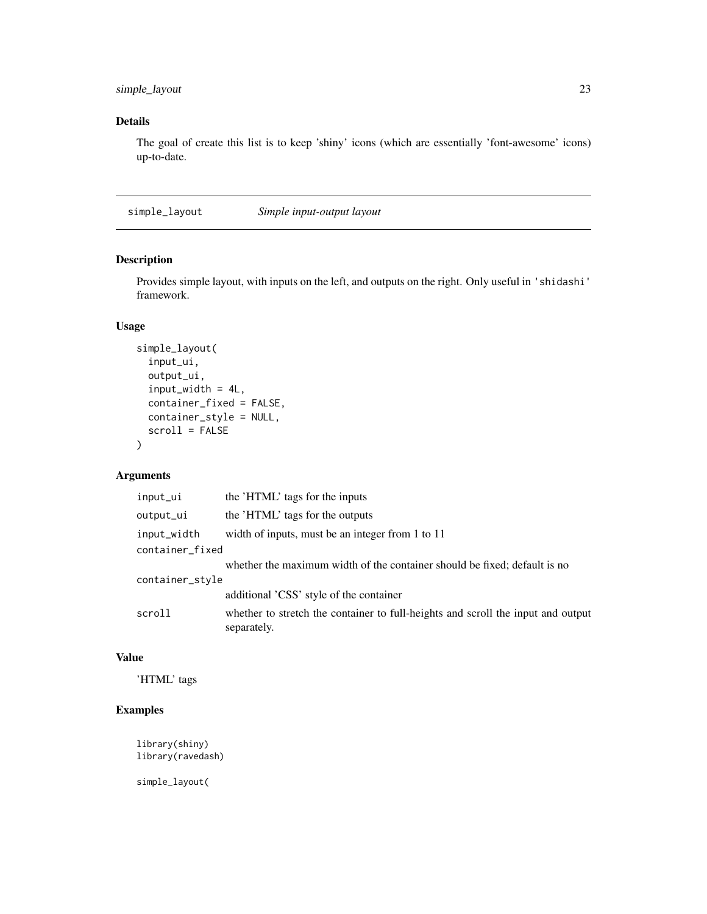### Details

The goal of create this list is to keep 'shiny' icons (which are essentially 'font-awesome' icons) up-to-date.

## simple_layout — *Simple input-output layout*

### Description

Provides simple layout, with inputs on the left, and outputs on the right. Only useful in 'shidashi' framework.

### Usage

```
simple_layout(
  input_ui,
  output_ui,
  input_width = 4L,
  container_fixed = FALSE,
  container_style = NULL,
  scroll = FALSE
)
```

### Arguments

| | |
|---|---|
| input_ui | the 'HTML' tags for the inputs |
| output_ui | the 'HTML' tags for the outputs |
| input_width | width of inputs, must be an integer from 1 to 11 |
| container_fixed | whether the maximum width of the container should be fixed; default is no |
| container_style | additional 'CSS' style of the container |
| scroll | whether to stretch the container to full-heights and scroll the input and output separately. |

### Value

'HTML' tags

### Examples

```
library(shiny)
library(ravedash)

simple_layout(
```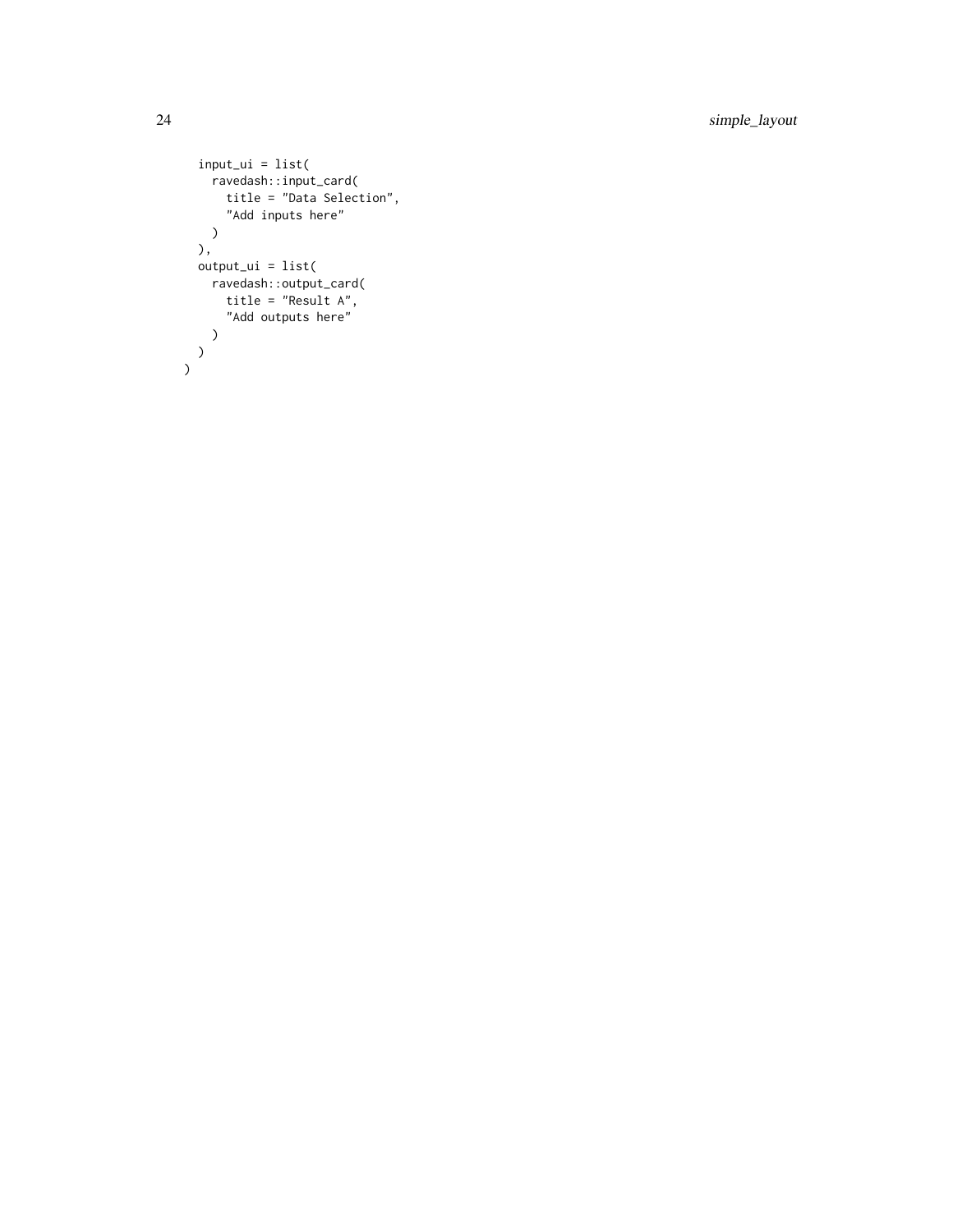```
  input_ui = list(
    ravedash::input_card(
      title = "Data Selection",
      "Add inputs here"
    )
  ),
  output_ui = list(
    ravedash::output_card(
      title = "Result A",
      "Add outputs here"
    )
  )
)
```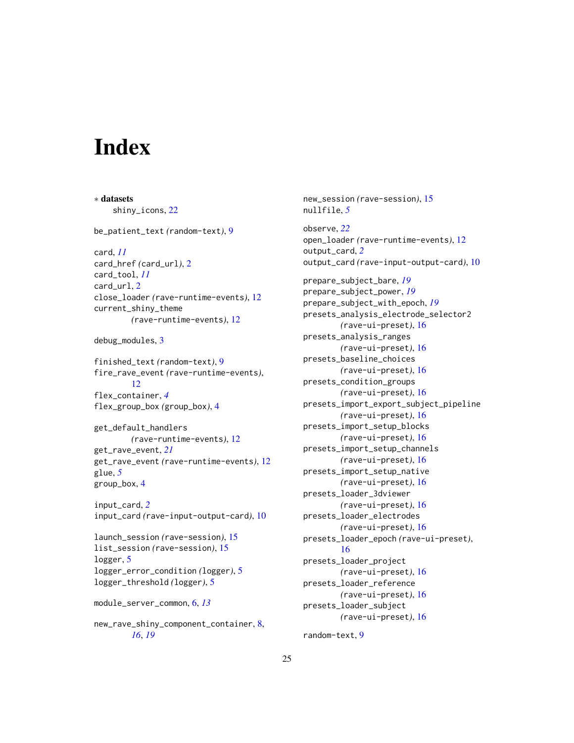# Index

∗ **datasets**
  shiny_icons, 22

be_patient_text (random-text), 9

card, *11*
card_href (card_url), 2
card_tool, *11*
card_url, 2
close_loader (rave-runtime-events), 12
current_shiny_theme (rave-runtime-events), 12

debug_modules, 3

finished_text (random-text), 9
fire_rave_event (rave-runtime-events), 12
flex_container, *4*
flex_group_box (group_box), 4

get_default_handlers (rave-runtime-events), 12
get_rave_event, *21*
get_rave_event (rave-runtime-events), 12
glue, *5*
group_box, 4

input_card, *2*
input_card (rave-input-output-card), 10

launch_session (rave-session), 15
list_session (rave-session), 15
logger, 5
logger_error_condition (logger), 5
logger_threshold (logger), 5

module_server_common, 6, *13*

new_rave_shiny_component_container, 8, *16*, *19*
new_session (rave-session), 15
nullfile, *5*

observe, *22*
open_loader (rave-runtime-events), 12
output_card, *2*
output_card (rave-input-output-card), 10

prepare_subject_bare, *19*
prepare_subject_power, *19*
prepare_subject_with_epoch, *19*
presets_analysis_electrode_selector2 (rave-ui-preset), 16
presets_analysis_ranges (rave-ui-preset), 16
presets_baseline_choices (rave-ui-preset), 16
presets_condition_groups (rave-ui-preset), 16
presets_import_export_subject_pipeline (rave-ui-preset), 16
presets_import_setup_blocks (rave-ui-preset), 16
presets_import_setup_channels (rave-ui-preset), 16
presets_import_setup_native (rave-ui-preset), 16
presets_loader_3dviewer (rave-ui-preset), 16
presets_loader_electrodes (rave-ui-preset), 16
presets_loader_epoch (rave-ui-preset), 16
presets_loader_project (rave-ui-preset), 16
presets_loader_reference (rave-ui-preset), 16
presets_loader_subject (rave-ui-preset), 16

random-text, 9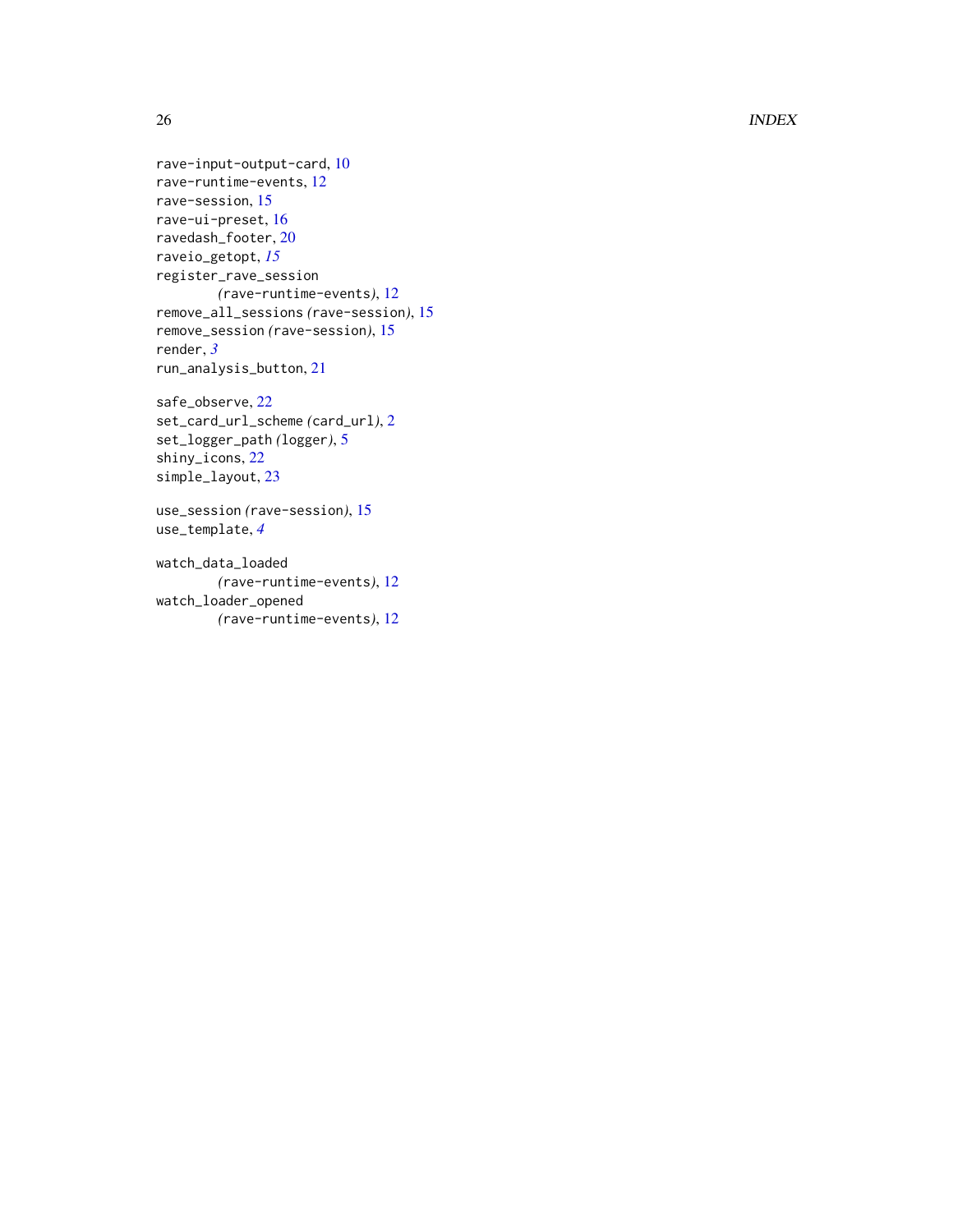rave-input-output-card, 10
rave-runtime-events, 12
rave-session, 15
rave-ui-preset, 16
ravedash_footer, 20
raveio_getopt, *15*
register_rave_session
    (rave-runtime-events), 12
remove_all_sessions (rave-session), 15
remove_session (rave-session), 15
render, *3*
run_analysis_button, 21

safe_observe, 22
set_card_url_scheme (card_url), 2
set_logger_path (logger), 5
shiny_icons, 22
simple_layout, 23

use_session (rave-session), 15
use_template, *4*

watch_data_loaded
    (rave-runtime-events), 12
watch_loader_opened
    (rave-runtime-events), 12